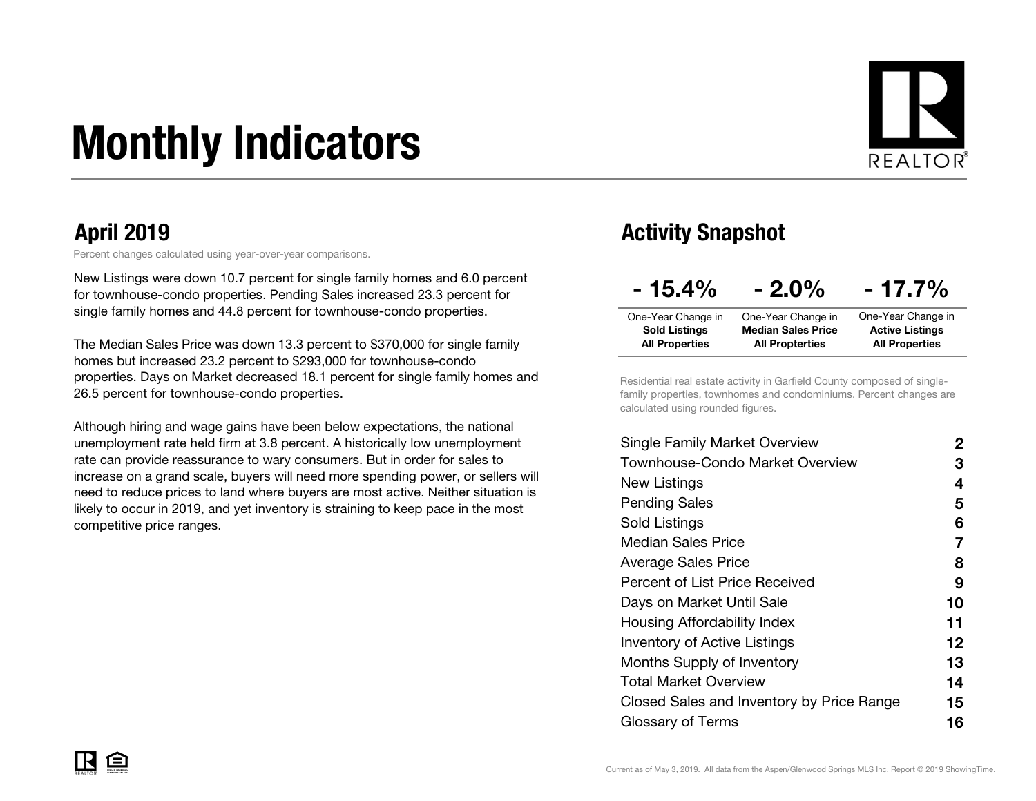# Monthly Indicators

## April 2019

Percent changes calculated using year-over-year comparisons.

New Listings were down 10.7 percent for single family homes and 6.0 percent for townhouse-condo properties. Pending Sales increased 23.3 percent for single family homes and 44.8 percent for townhouse-condo properties.

The Median Sales Price was down 13.3 percent to $370,000 for single family homes but increased 23.2 percent to $293,000 for townhouse-condo properties. Days on Market decreased 18.1 percent for single family homes and 26.5 percent for townhouse-condo properties.

Although hiring and wage gains have been below expectations, the national unemployment rate held firm at 3.8 percent. A historically low unemployment rate can provide reassurance to wary consumers. But in order for sales to increase on a grand scale, buyers will need more spending power, or sellers will need to reduce prices to land where buyers are most active. Neither situation is likely to occur in 2019, and yet inventory is straining to keep pace in the most competitive price ranges.

## Activity Snapshot

| - 15.4% | - 2.0% | - 17.7% |
| --- | --- | --- |
| One-Year Change in **Sold Listings All Properties** | One-Year Change in **Median Sales Price All Properties** | One-Year Change in **Active Listings All Properties** |

Residential real estate activity in Garfield County composed of single-family properties, townhomes and condominiums. Percent changes are calculated using rounded figures.

| | |
| --- | --- |
| Single Family Market Overview | 2 |
| Townhouse-Condo Market Overview | 3 |
| New Listings | 4 |
| Pending Sales | 5 |
| Sold Listings | 6 |
| Median Sales Price | 7 |
| Average Sales Price | 8 |
| Percent of List Price Received | 9 |
| Days on Market Until Sale | 10 |
| Housing Affordability Index | 11 |
| Inventory of Active Listings | 12 |
| Months Supply of Inventory | 13 |
| Total Market Overview | 14 |
| Closed Sales and Inventory by Price Range | 15 |
| Glossary of Terms | 16 |

Current as of May 3, 2019. All data from the Aspen/Glenwood Springs MLS Inc. Report © 2019 ShowingTime.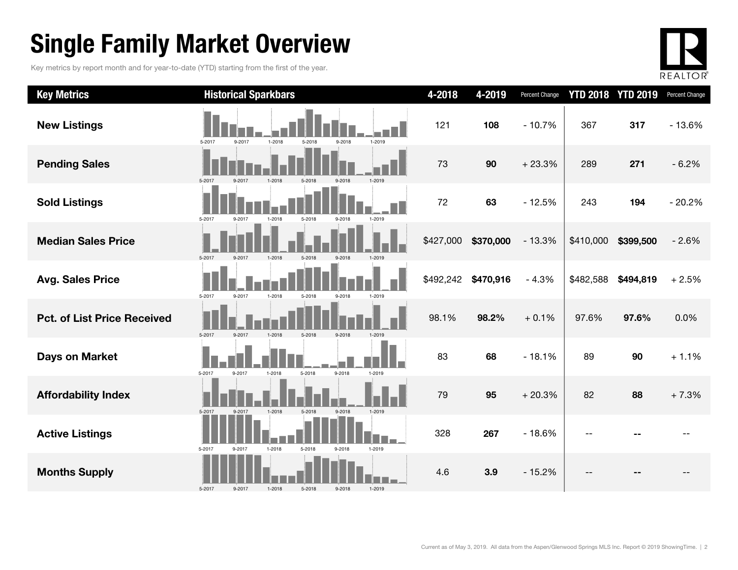# Single Family Market Overview

Key metrics by report month and for year-to-date (YTD) starting from the first of the year.

| Key Metrics | Historical Sparkbars | 4-2018 | 4-2019 | Percent Change | YTD 2018 | YTD 2019 | Percent Change |
|---|---|---|---|---|---|---|---|
| **New Listings** | 5-2017 9-2017 1-2018 5-2018 9-2018 1-2019 | 121 | **108** | - 10.7% | 367 | **317** | - 13.6% |
| **Pending Sales** | 5-2017 9-2017 1-2018 5-2018 9-2018 1-2019 | 73 | **90** | + 23.3% | 289 | **271** | - 6.2% |
| **Sold Listings** | 5-2017 9-2017 1-2018 5-2018 9-2018 1-2019 | 72 | **63** | - 12.5% | 243 | **194** | - 20.2% |
| **Median Sales Price** | 5-2017 9-2017 1-2018 5-2018 9-2018 1-2019 | $427,000 | **$370,000** | - 13.3% | $410,000 | **$399,500** | - 2.6% |
| **Avg. Sales Price** | 5-2017 9-2017 1-2018 5-2018 9-2018 1-2019 | $492,242 | **$470,916** | - 4.3% | $482,588 | **$494,819** | + 2.5% |
| **Pct. of List Price Received** | 5-2017 9-2017 1-2018 5-2018 9-2018 1-2019 | 98.1% | **98.2%** | + 0.1% | 97.6% | **97.6%** | 0.0% |
| **Days on Market** | 5-2017 9-2017 1-2018 5-2018 9-2018 1-2019 | 83 | **68** | - 18.1% | 89 | **90** | + 1.1% |
| **Affordability Index** | 5-2017 9-2017 1-2018 5-2018 9-2018 1-2019 | 79 | **95** | + 20.3% | 82 | **88** | + 7.3% |
| **Active Listings** | 5-2017 9-2017 1-2018 5-2018 9-2018 1-2019 | 328 | **267** | - 18.6% | -- | **--** | -- |
| **Months Supply** | 5-2017 9-2017 1-2018 5-2018 9-2018 1-2019 | 4.6 | **3.9** | - 15.2% | -- | **--** | -- |

Current as of May 3, 2019. All data from the Aspen/Glenwood Springs MLS Inc. Report © 2019 ShowingTime.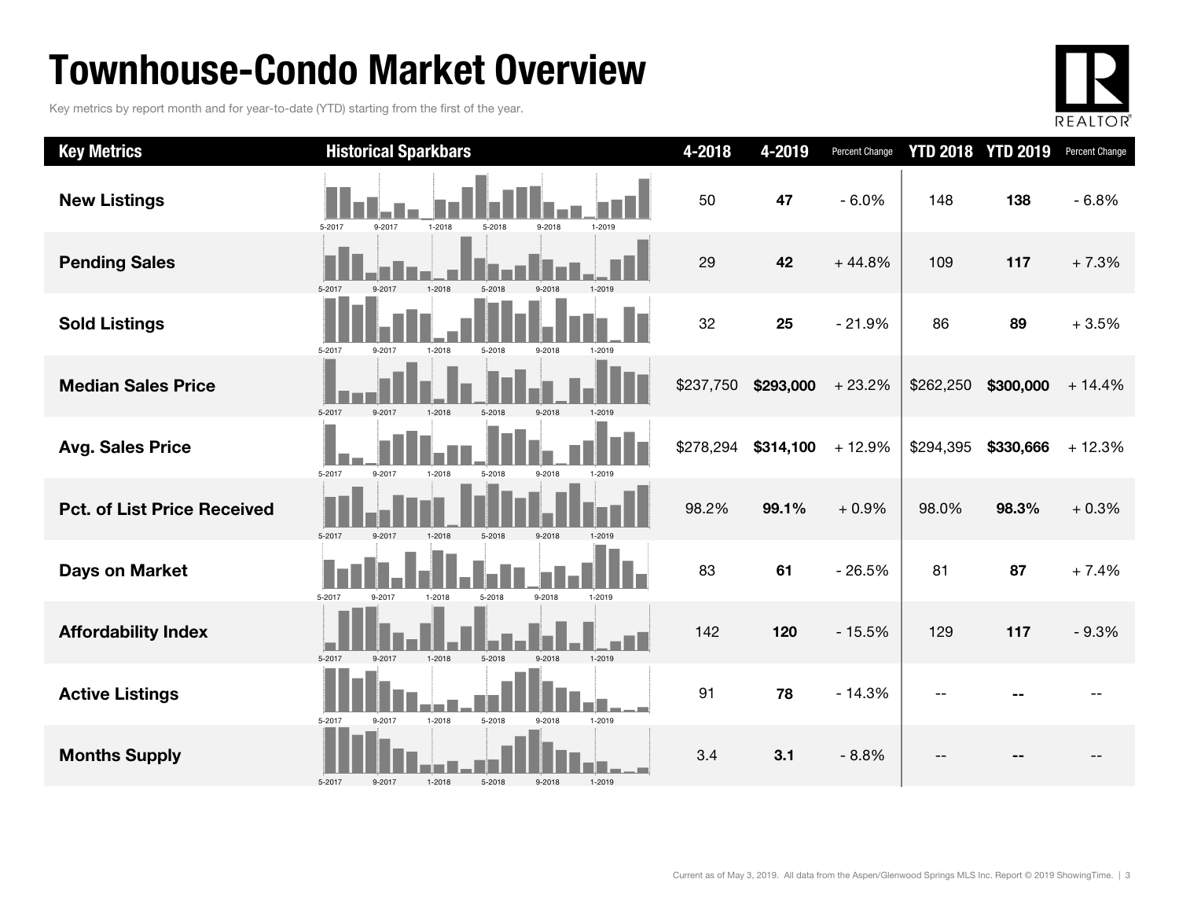# Townhouse-Condo Market Overview

Key metrics by report month and for year-to-date (YTD) starting from the first of the year.

| Key Metrics | Historical Sparkbars | 4-2018 | 4-2019 | Percent Change | YTD 2018 | YTD 2019 | Percent Change |
|---|---|---|---|---|---|---|---|
| New Listings | 5-2017 9-2017 1-2018 5-2018 9-2018 1-2019 | 50 | **47** | - 6.0% | 148 | **138** | - 6.8% |
| Pending Sales | 5-2017 9-2017 1-2018 5-2018 9-2018 1-2019 | 29 | **42** | + 44.8% | 109 | **117** | + 7.3% |
| Sold Listings | 5-2017 9-2017 1-2018 5-2018 9-2018 1-2019 | 32 | **25** | - 21.9% | 86 | **89** | + 3.5% |
| Median Sales Price | 5-2017 9-2017 1-2018 5-2018 9-2018 1-2019 | $237,750 | **$293,000** | + 23.2% | $262,250 | **$300,000** | + 14.4% |
| Avg. Sales Price | 5-2017 9-2017 1-2018 5-2018 9-2018 1-2019 | $278,294 | **$314,100** | + 12.9% | $294,395 | **$330,666** | + 12.3% |
| Pct. of List Price Received | 5-2017 9-2017 1-2018 5-2018 9-2018 1-2019 | 98.2% | **99.1%** | + 0.9% | 98.0% | **98.3%** | + 0.3% |
| Days on Market | 5-2017 9-2017 1-2018 5-2018 9-2018 1-2019 | 83 | **61** | - 26.5% | 81 | **87** | + 7.4% |
| Affordability Index | 5-2017 9-2017 1-2018 5-2018 9-2018 1-2019 | 142 | **120** | - 15.5% | 129 | **117** | - 9.3% |
| Active Listings | 5-2017 9-2017 1-2018 5-2018 9-2018 1-2019 | 91 | **78** | - 14.3% | -- | **--** | -- |
| Months Supply | 5-2017 9-2017 1-2018 5-2018 9-2018 1-2019 | 3.4 | **3.1** | - 8.8% | -- | **--** | -- |

Current as of May 3, 2019. All data from the Aspen/Glenwood Springs MLS Inc. Report © 2019 ShowingTime.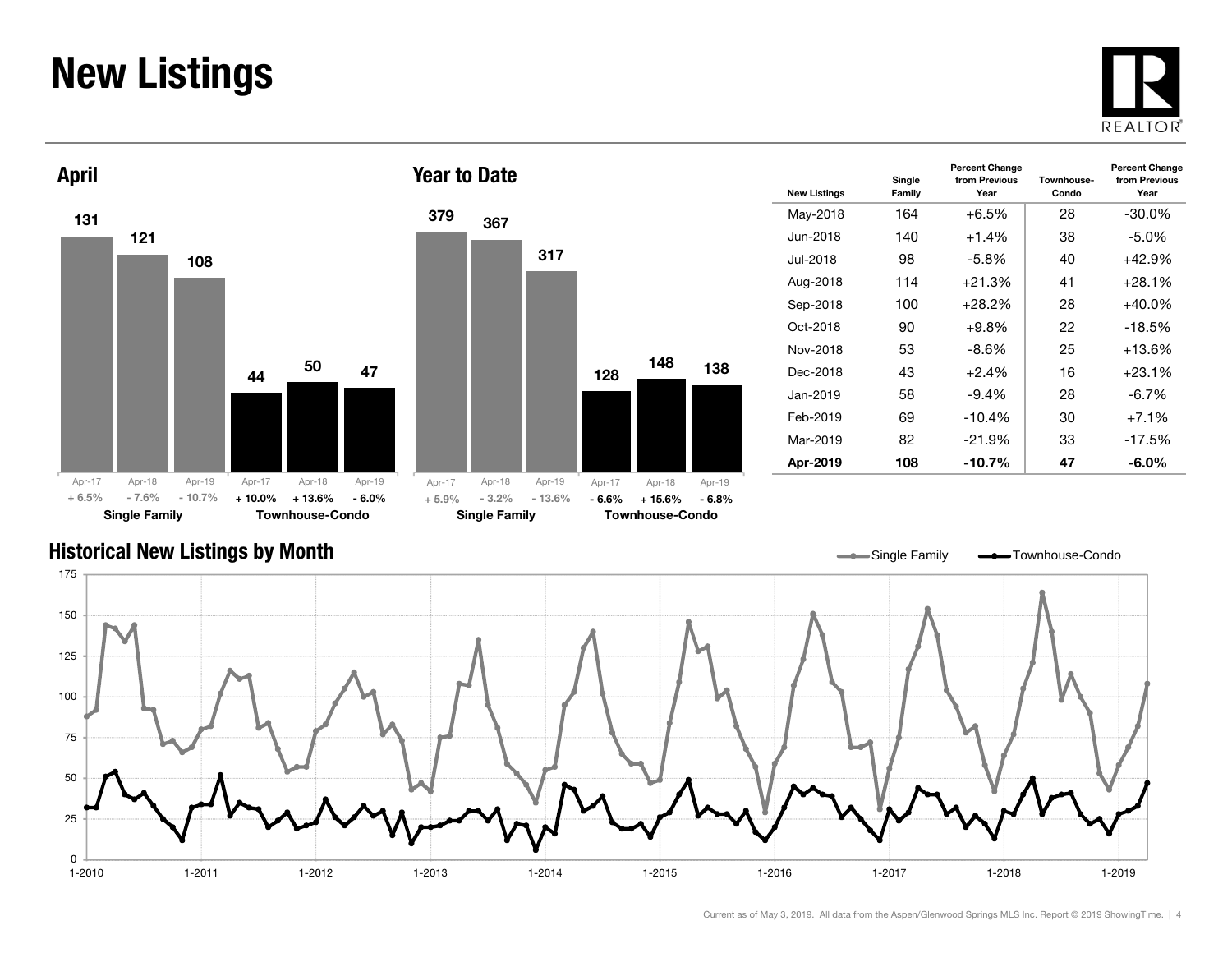# New Listings

## April

| | Apr-17 | Apr-18 | Apr-19 |
|---|---|---|---|
| Single Family | 131 | 121 | 108 |
| Percent Change | + 6.5% | - 7.6% | - 10.7% |
| Townhouse-Condo | 44 | 50 | 47 |
| Percent Change | + 10.0% | + 13.6% | - 6.0% |

## Year to Date

| | Apr-17 | Apr-18 | Apr-19 |
|---|---|---|---|
| Single Family | 379 | 367 | 317 |
| Percent Change | + 5.9% | - 3.2% | - 13.6% |
| Townhouse-Condo | 128 | 148 | 138 |
| Percent Change | - 6.6% | + 15.6% | - 6.8% |

| New Listings | Single Family | Percent Change from Previous Year | Townhouse-Condo | Percent Change from Previous Year |
|---|---|---|---|---|
| May-2018 | 164 | +6.5% | 28 | -30.0% |
| Jun-2018 | 140 | +1.4% | 38 | -5.0% |
| Jul-2018 | 98 | -5.8% | 40 | +42.9% |
| Aug-2018 | 114 | +21.3% | 41 | +28.1% |
| Sep-2018 | 100 | +28.2% | 28 | +40.0% |
| Oct-2018 | 90 | +9.8% | 22 | -18.5% |
| Nov-2018 | 53 | -8.6% | 25 | +13.6% |
| Dec-2018 | 43 | +2.4% | 16 | +23.1% |
| Jan-2019 | 58 | -9.4% | 28 | -6.7% |
| Feb-2019 | 69 | -10.4% | 30 | +7.1% |
| Mar-2019 | 82 | -21.9% | 33 | -17.5% |
| **Apr-2019** | **108** | **-10.7%** | **47** | **-6.0%** |

## Historical New Listings by Month

Current as of May 3, 2019. All data from the Aspen/Glenwood Springs MLS Inc. Report © 2019 ShowingTime.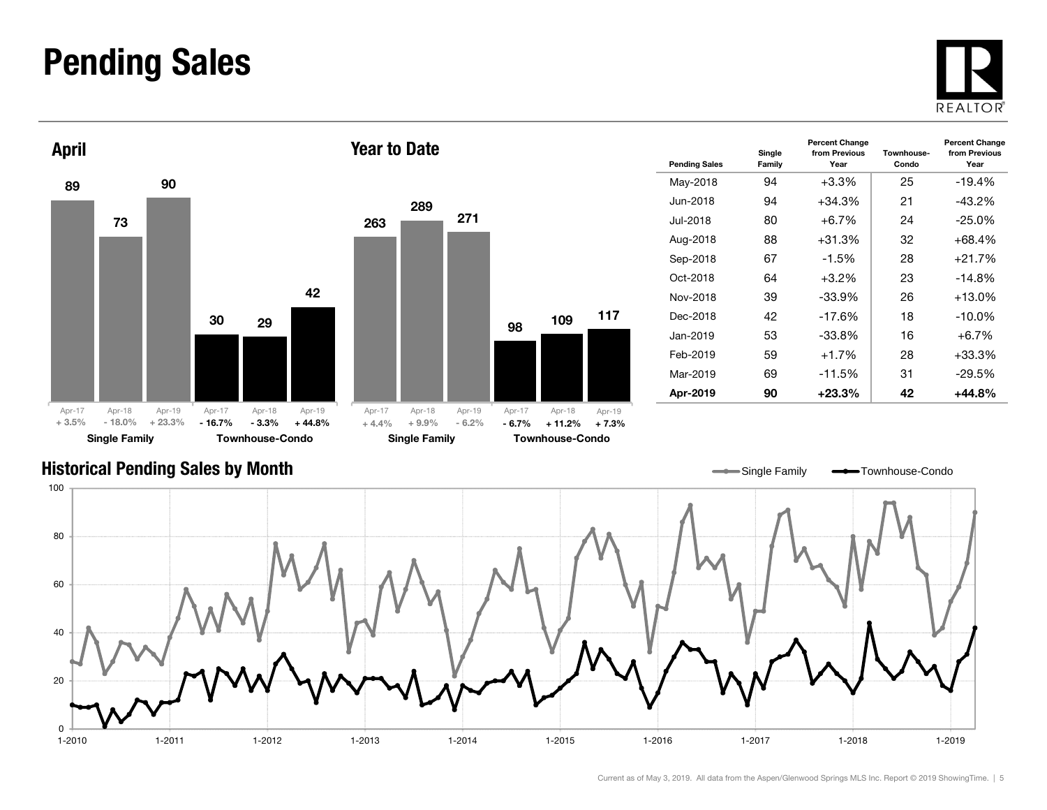# Pending Sales

## April

| | Apr-17 | Apr-18 | Apr-19 |
|---|---|---|---|
| Single Family | 89 | 73 | 90 |
| Percent Change | + 3.5% | - 18.0% | + 23.3% |
| Townhouse-Condo | 30 | 29 | 42 |
| Percent Change | - 16.7% | - 3.3% | + 44.8% |

## Year to Date

| | Apr-17 | Apr-18 | Apr-19 |
|---|---|---|---|
| Single Family | 263 | 289 | 271 |
| Percent Change | + 4.4% | + 9.9% | - 6.2% |
| Townhouse-Condo | 98 | 109 | 117 |
| Percent Change | - 6.7% | + 11.2% | + 7.3% |

| Pending Sales | Single Family | Percent Change from Previous Year | Townhouse-Condo | Percent Change from Previous Year |
|---|---|---|---|---|
| May-2018 | 94 | +3.3% | 25 | -19.4% |
| Jun-2018 | 94 | +34.3% | 21 | -43.2% |
| Jul-2018 | 80 | +6.7% | 24 | -25.0% |
| Aug-2018 | 88 | +31.3% | 32 | +68.4% |
| Sep-2018 | 67 | -1.5% | 28 | +21.7% |
| Oct-2018 | 64 | +3.2% | 23 | -14.8% |
| Nov-2018 | 39 | -33.9% | 26 | +13.0% |
| Dec-2018 | 42 | -17.6% | 18 | -10.0% |
| Jan-2019 | 53 | -33.8% | 16 | +6.7% |
| Feb-2019 | 59 | +1.7% | 28 | +33.3% |
| Mar-2019 | 69 | -11.5% | 31 | -29.5% |
| **Apr-2019** | **90** | **+23.3%** | **42** | **+44.8%** |

## Historical Pending Sales by Month

Single Family — Townhouse-Condo

Current as of May 3, 2019. All data from the Aspen/Glenwood Springs MLS Inc. Report © 2019 ShowingTime.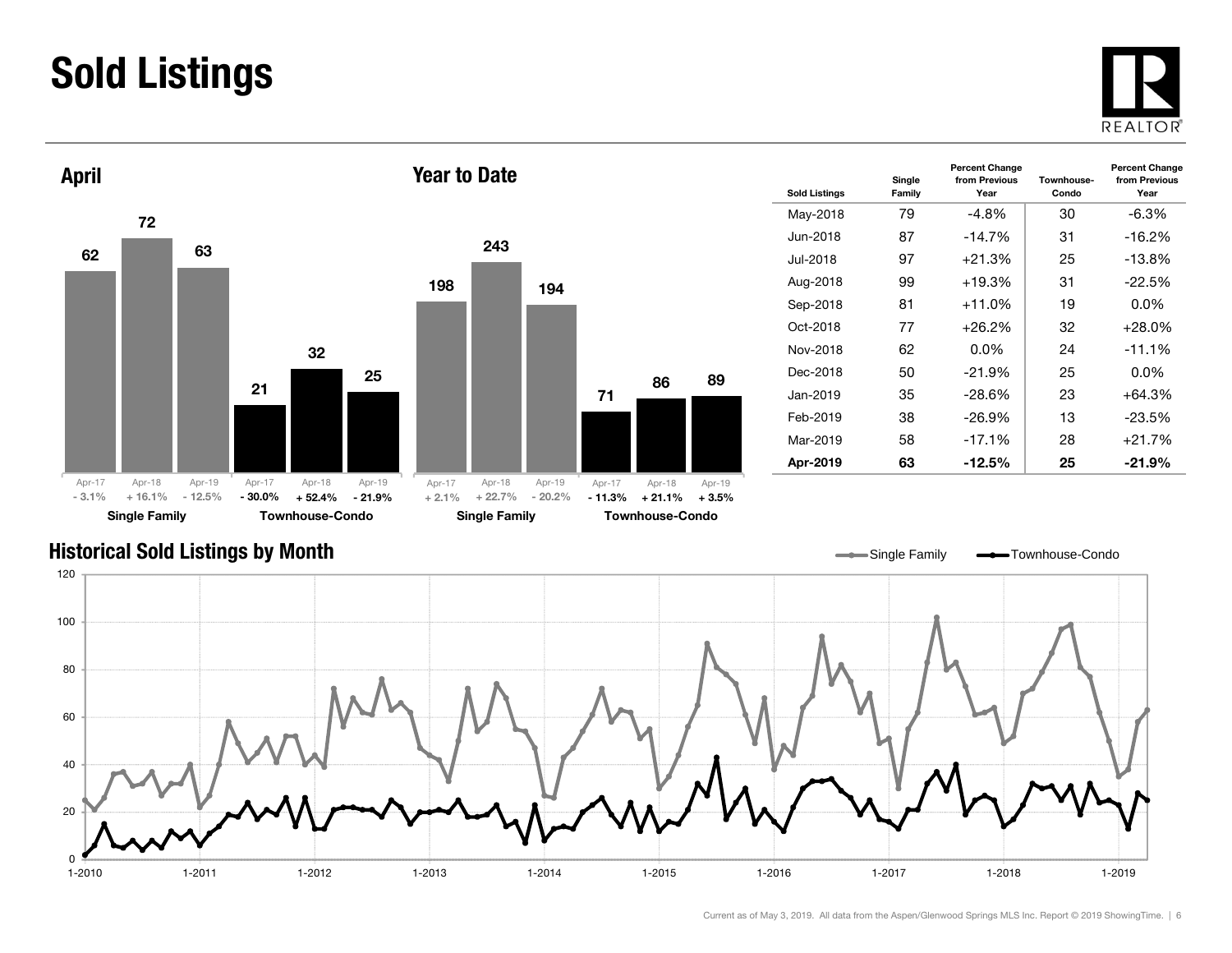# Sold Listings

## April

| | Apr-17 | Apr-18 | Apr-19 |
|---|---|---|---|
| Single Family | 62 | 72 | 63 |
| Percent Change | - 3.1% | + 16.1% | - 12.5% |
| Townhouse-Condo | 21 | 32 | 25 |
| Percent Change | - 30.0% | + 52.4% | - 21.9% |

## Year to Date

| | Apr-17 | Apr-18 | Apr-19 |
|---|---|---|---|
| Single Family | 198 | 243 | 194 |
| Percent Change | + 2.1% | + 22.7% | - 20.2% |
| Townhouse-Condo | 71 | 86 | 89 |
| Percent Change | - 11.3% | + 21.1% | + 3.5% |

| Sold Listings | Single Family | Percent Change from Previous Year | Townhouse-Condo | Percent Change from Previous Year |
|---|---|---|---|---|
| May-2018 | 79 | -4.8% | 30 | -6.3% |
| Jun-2018 | 87 | -14.7% | 31 | -16.2% |
| Jul-2018 | 97 | +21.3% | 25 | -13.8% |
| Aug-2018 | 99 | +19.3% | 31 | -22.5% |
| Sep-2018 | 81 | +11.0% | 19 | 0.0% |
| Oct-2018 | 77 | +26.2% | 32 | +28.0% |
| Nov-2018 | 62 | 0.0% | 24 | -11.1% |
| Dec-2018 | 50 | -21.9% | 25 | 0.0% |
| Jan-2019 | 35 | -28.6% | 23 | +64.3% |
| Feb-2019 | 38 | -26.9% | 13 | -23.5% |
| Mar-2019 | 58 | -17.1% | 28 | +21.7% |
| **Apr-2019** | **63** | **-12.5%** | **25** | **-21.9%** |

## Historical Sold Listings by Month

Single Family / Townhouse-Condo

Current as of May 3, 2019. All data from the Aspen/Glenwood Springs MLS Inc. Report © 2019 ShowingTime.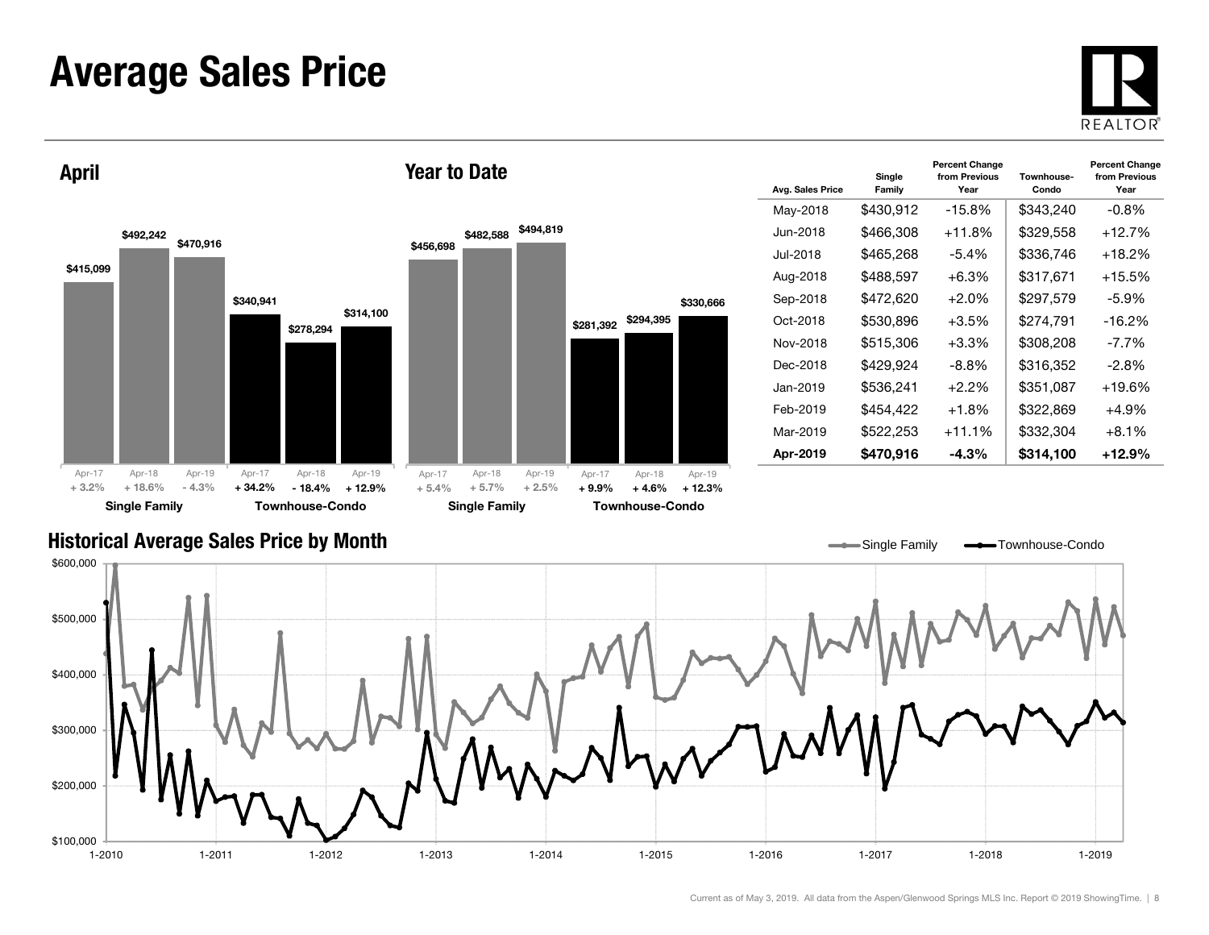# Average Sales Price

## April

| | Apr-17 | Apr-18 | Apr-19 |
|---|---|---|---|
| Single Family | $415,099 | $492,242 | $470,916 |
| | + 3.2% | + 18.6% | - 4.3% |
| Townhouse-Condo | $340,941 | $278,294 | $314,100 |
| | + 34.2% | - 18.4% | + 12.9% |

## Year to Date

| | Apr-17 | Apr-18 | Apr-19 |
|---|---|---|---|
| Single Family | $456,698 | $482,588 | $494,819 |
| | + 5.4% | + 5.7% | + 2.5% |
| Townhouse-Condo | $281,392 | $294,395 | $330,666 |
| | + 9.9% | + 4.6% | + 12.3% |

| Avg. Sales Price | Single Family | Percent Change from Previous Year | Townhouse-Condo | Percent Change from Previous Year |
|---|---|---|---|---|
| May-2018 | $430,912 | -15.8% | $343,240 | -0.8% |
| Jun-2018 | $466,308 | +11.8% | $329,558 | +12.7% |
| Jul-2018 | $465,268 | -5.4% | $336,746 | +18.2% |
| Aug-2018 | $488,597 | +6.3% | $317,671 | +15.5% |
| Sep-2018 | $472,620 | +2.0% | $297,579 | -5.9% |
| Oct-2018 | $530,896 | +3.5% | $274,791 | -16.2% |
| Nov-2018 | $515,306 | +3.3% | $308,208 | -7.7% |
| Dec-2018 | $429,924 | -8.8% | $316,352 | -2.8% |
| Jan-2019 | $536,241 | +2.2% | $351,087 | +19.6% |
| Feb-2019 | $454,422 | +1.8% | $322,869 | +4.9% |
| Mar-2019 | $522,253 | +11.1% | $332,304 | +8.1% |
| **Apr-2019** | **$470,916** | **-4.3%** | **$314,100** | **+12.9%** |

## Historical Average Sales Price by Month

Single Family — Townhouse-Condo

Current as of May 3, 2019. All data from the Aspen/Glenwood Springs MLS Inc. Report © 2019 ShowingTime.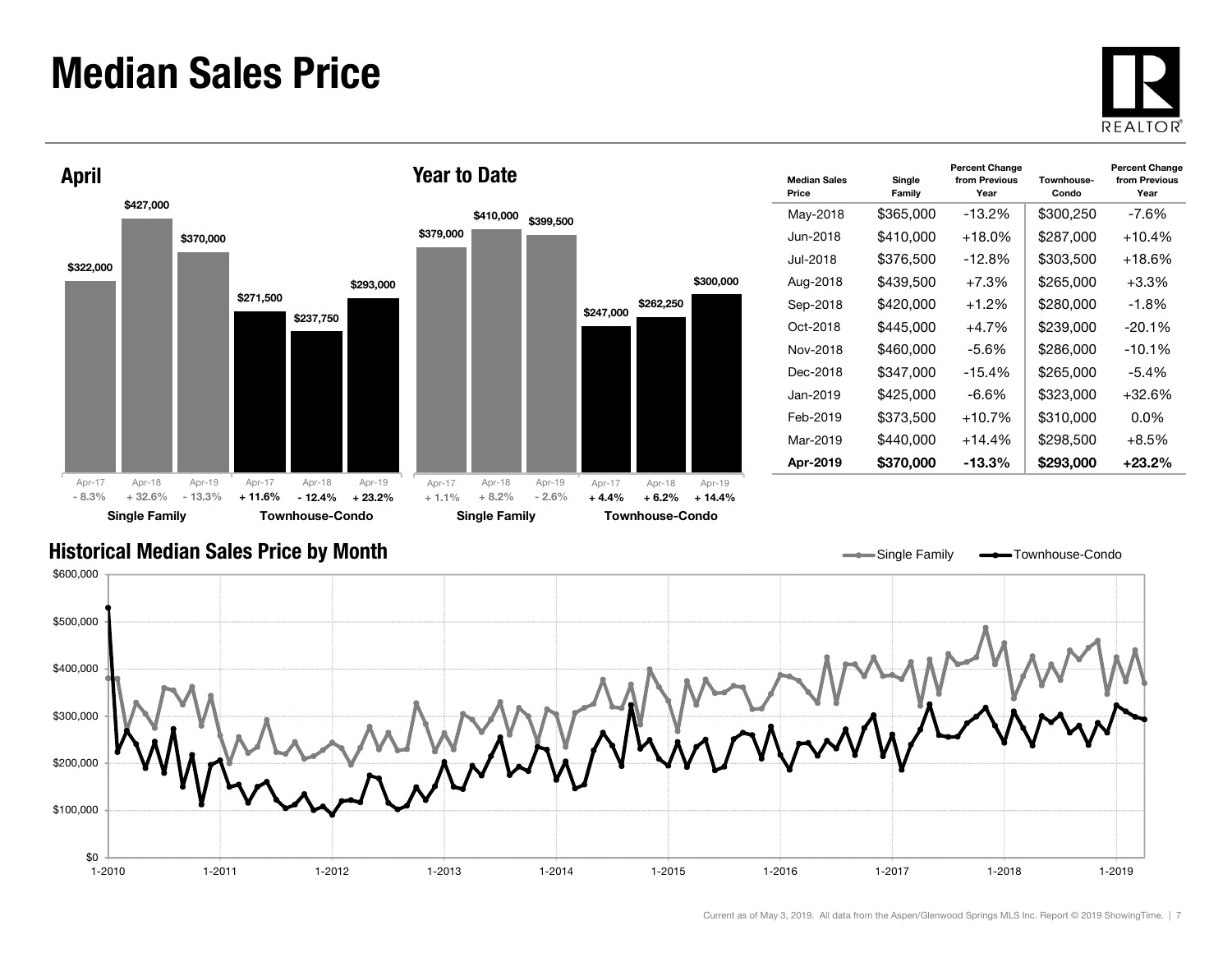# Median Sales Price

## April

| | Apr-17 | Apr-18 | Apr-19 |
|---|---|---|---|
| Single Family | $322,000 | $427,000 | $370,000 |
| | - 8.3% | + 32.6% | - 13.3% |
| Townhouse-Condo | $271,500 | $237,750 | $293,000 |
| | + 11.6% | - 12.4% | + 23.2% |

## Year to Date

| | Apr-17 | Apr-18 | Apr-19 |
|---|---|---|---|
| Single Family | $379,000 | $410,000 | $399,500 |
| | + 1.1% | + 8.2% | - 2.6% |
| Townhouse-Condo | $247,000 | $262,250 | $300,000 |
| | + 4.4% | + 6.2% | + 14.4% |

| Median Sales Price | Single Family | Percent Change from Previous Year | Townhouse-Condo | Percent Change from Previous Year |
|---|---|---|---|---|
| May-2018 | $365,000 | -13.2% | $300,250 | -7.6% |
| Jun-2018 | $410,000 | +18.0% | $287,000 | +10.4% |
| Jul-2018 | $376,500 | -12.8% | $303,500 | +18.6% |
| Aug-2018 | $439,500 | +7.3% | $265,000 | +3.3% |
| Sep-2018 | $420,000 | +1.2% | $280,000 | -1.8% |
| Oct-2018 | $445,000 | +4.7% | $239,000 | -20.1% |
| Nov-2018 | $460,000 | -5.6% | $286,000 | -10.1% |
| Dec-2018 | $347,000 | -15.4% | $265,000 | -5.4% |
| Jan-2019 | $425,000 | -6.6% | $323,000 | +32.6% |
| Feb-2019 | $373,500 | +10.7% | $310,000 | 0.0% |
| Mar-2019 | $440,000 | +14.4% | $298,500 | +8.5% |
| **Apr-2019** | **$370,000** | **-13.3%** | **$293,000** | **+23.2%** |

## Historical Median Sales Price by Month

Current as of May 3, 2019. All data from the Aspen/Glenwood Springs MLS Inc. Report © 2019 ShowingTime.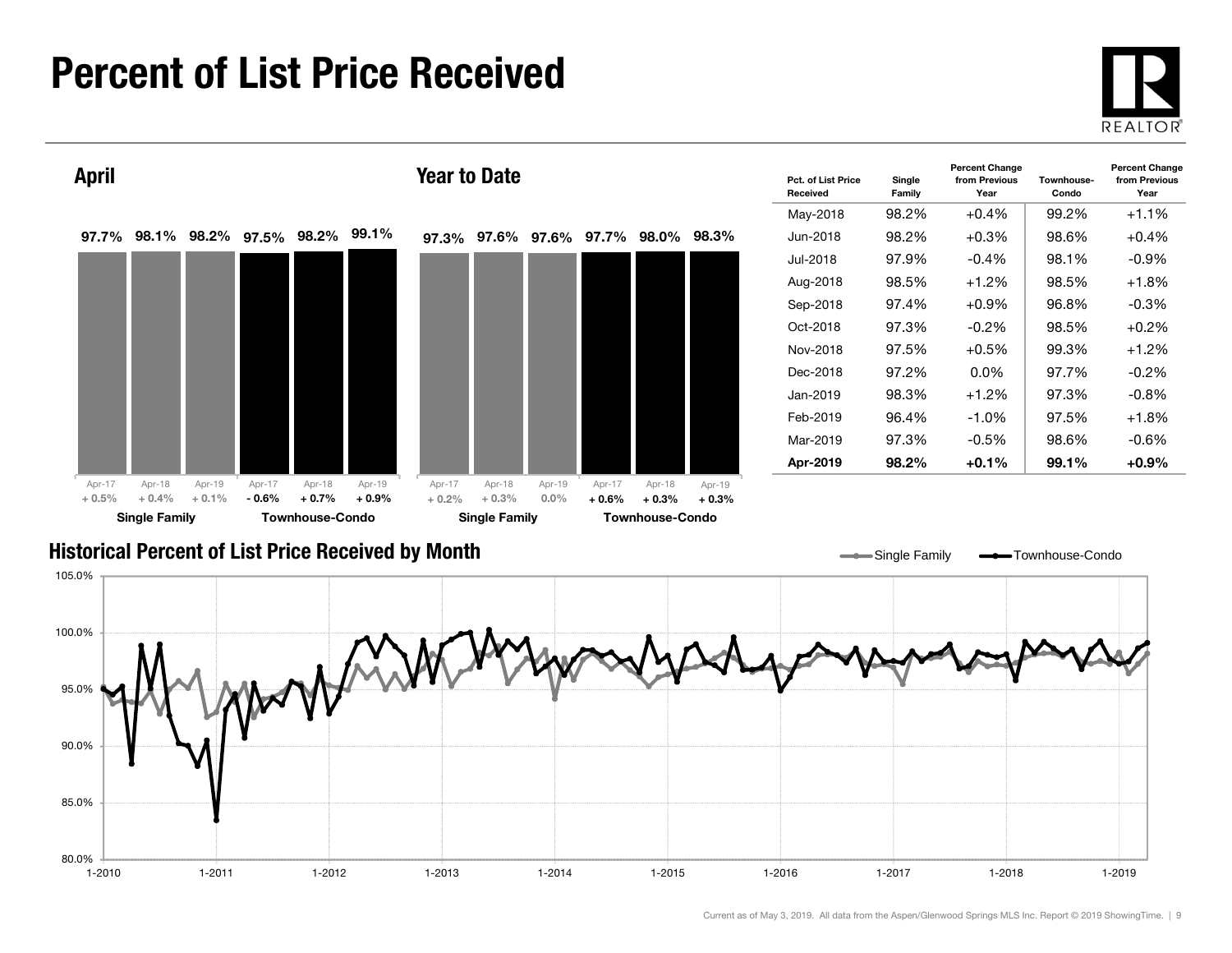# Percent of List Price Received

## April

| | Apr-17 | Apr-18 | Apr-19 |
|---|---|---|---|
| Single Family | 97.7% | 98.1% | 98.2% |
| Change | + 0.5% | + 0.4% | + 0.1% |
| Townhouse-Condo | 97.5% | 98.2% | 99.1% |
| Change | - 0.6% | + 0.7% | + 0.9% |

## Year to Date

| | Apr-17 | Apr-18 | Apr-19 |
|---|---|---|---|
| Single Family | 97.3% | 97.6% | 97.6% |
| Change | + 0.2% | + 0.3% | 0.0% |
| Townhouse-Condo | 97.7% | 98.0% | 98.3% |
| Change | + 0.6% | + 0.3% | + 0.3% |

| Pct. of List Price Received | Single Family | Percent Change from Previous Year | Townhouse-Condo | Percent Change from Previous Year |
|---|---|---|---|---|
| May-2018 | 98.2% | +0.4% | 99.2% | +1.1% |
| Jun-2018 | 98.2% | +0.3% | 98.6% | +0.4% |
| Jul-2018 | 97.9% | -0.4% | 98.1% | -0.9% |
| Aug-2018 | 98.5% | +1.2% | 98.5% | +1.8% |
| Sep-2018 | 97.4% | +0.9% | 96.8% | -0.3% |
| Oct-2018 | 97.3% | -0.2% | 98.5% | +0.2% |
| Nov-2018 | 97.5% | +0.5% | 99.3% | +1.2% |
| Dec-2018 | 97.2% | 0.0% | 97.7% | -0.2% |
| Jan-2019 | 98.3% | +1.2% | 97.3% | -0.8% |
| Feb-2019 | 96.4% | -1.0% | 97.5% | +1.8% |
| Mar-2019 | 97.3% | -0.5% | 98.6% | -0.6% |
| **Apr-2019** | **98.2%** | **+0.1%** | **99.1%** | **+0.9%** |

## Historical Percent of List Price Received by Month

Single Family — Townhouse-Condo

Current as of May 3, 2019. All data from the Aspen/Glenwood Springs MLS Inc. Report © 2019 ShowingTime.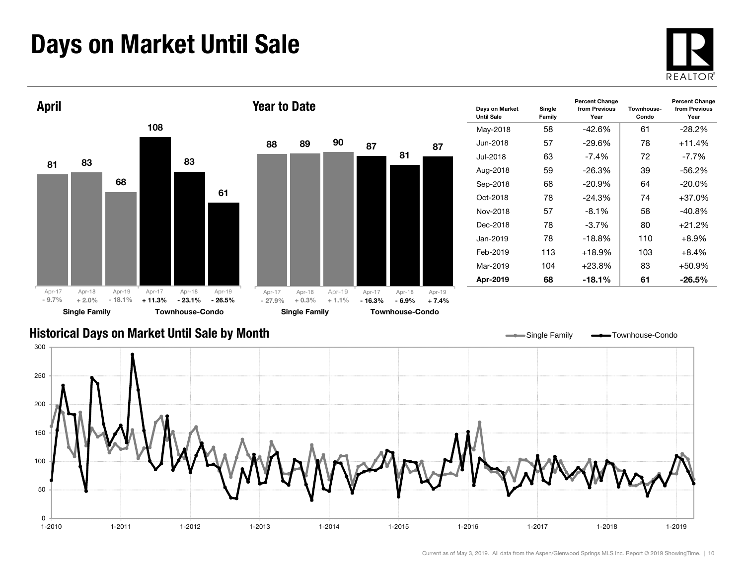# Days on Market Until Sale

## April

| | Apr-17 | Apr-18 | Apr-19 |
|---|---|---|---|
| Single Family | 81 | 83 | 68 |
| Percent change | - 9.7% | + 2.0% | - 18.1% |
| Townhouse-Condo | 108 | 83 | 61 |
| Percent change | + 11.3% | - 23.1% | - 26.5% |

## Year to Date

| | Apr-17 | Apr-18 | Apr-19 |
|---|---|---|---|
| Single Family | 88 | 89 | 90 |
| Percent change | - 27.9% | + 0.3% | + 1.1% |
| Townhouse-Condo | 87 | 81 | 87 |
| Percent change | - 16.3% | - 6.9% | + 7.4% |

| Days on Market Until Sale | Single Family | Percent Change from Previous Year | Townhouse-Condo | Percent Change from Previous Year |
|---|---|---|---|---|
| May-2018 | 58 | -42.6% | 61 | -28.2% |
| Jun-2018 | 57 | -29.6% | 78 | +11.4% |
| Jul-2018 | 63 | -7.4% | 72 | -7.7% |
| Aug-2018 | 59 | -26.3% | 39 | -56.2% |
| Sep-2018 | 68 | -20.9% | 64 | -20.0% |
| Oct-2018 | 78 | -24.3% | 74 | +37.0% |
| Nov-2018 | 57 | -8.1% | 58 | -40.8% |
| Dec-2018 | 78 | -3.7% | 80 | +21.2% |
| Jan-2019 | 78 | -18.8% | 110 | +8.9% |
| Feb-2019 | 113 | +18.9% | 103 | +8.4% |
| Mar-2019 | 104 | +23.8% | 83 | +50.9% |
| **Apr-2019** | **68** | **-18.1%** | **61** | **-26.5%** |

## Historical Days on Market Until Sale by Month

Single Family / Townhouse-Condo

Current as of May 3, 2019. All data from the Aspen/Glenwood Springs MLS Inc. Report © 2019 ShowingTime.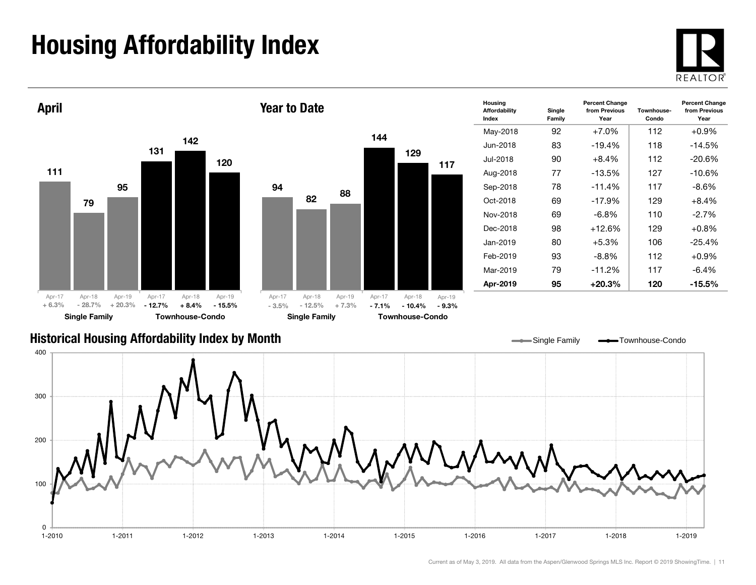# Housing Affordability Index

## April

| | Apr-17 | Apr-18 | Apr-19 |
|---|---|---|---|
| Single Family | 111 | 79 | 95 |
| Percent Change | + 6.3% | - 28.7% | + 20.3% |
| Townhouse-Condo | 131 | 142 | 120 |
| Percent Change | - 12.7% | + 8.4% | - 15.5% |

## Year to Date

| | Apr-17 | Apr-18 | Apr-19 |
|---|---|---|---|
| Single Family | 94 | 82 | 88 |
| Percent Change | - 3.5% | - 12.5% | + 7.3% |
| Townhouse-Condo | 144 | 129 | 117 |
| Percent Change | - 7.1% | - 10.4% | - 9.3% |

| Housing Affordability Index | Single Family | Percent Change from Previous Year | Townhouse-Condo | Percent Change from Previous Year |
|---|---|---|---|---|
| May-2018 | 92 | +7.0% | 112 | +0.9% |
| Jun-2018 | 83 | -19.4% | 118 | -14.5% |
| Jul-2018 | 90 | +8.4% | 112 | -20.6% |
| Aug-2018 | 77 | -13.5% | 127 | -10.6% |
| Sep-2018 | 78 | -11.4% | 117 | -8.6% |
| Oct-2018 | 69 | -17.9% | 129 | +8.4% |
| Nov-2018 | 69 | -6.8% | 110 | -2.7% |
| Dec-2018 | 98 | +12.6% | 129 | +0.8% |
| Jan-2019 | 80 | +5.3% | 106 | -25.4% |
| Feb-2019 | 93 | -8.8% | 112 | +0.9% |
| Mar-2019 | 79 | -11.2% | 117 | -6.4% |
| **Apr-2019** | **95** | **+20.3%** | **120** | **-15.5%** |

## Historical Housing Affordability Index by Month

Single Family — Townhouse-Condo

Current as of May 3, 2019. All data from the Aspen/Glenwood Springs MLS Inc. Report © 2019 ShowingTime.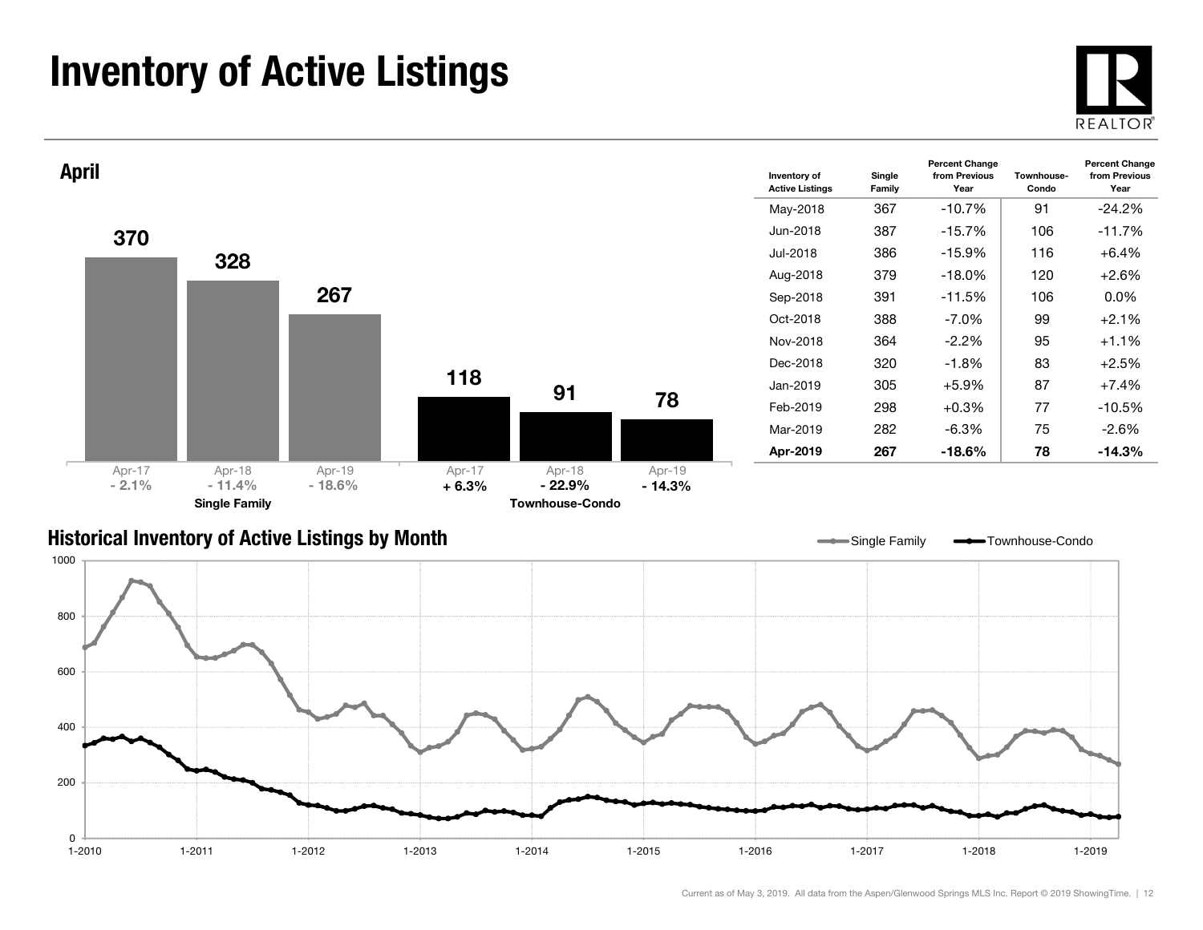# Inventory of Active Listings

## April

| | Apr-17 | Apr-18 | Apr-19 |
|---|---|---|---|
| Single Family | 370 | 328 | 267 |
| Percent Change | - 2.1% | - 11.4% | - 18.6% |
| Townhouse-Condo | 118 | 91 | 78 |
| Percent Change | + 6.3% | - 22.9% | - 14.3% |

| Inventory of Active Listings | Single Family | Percent Change from Previous Year | Townhouse-Condo | Percent Change from Previous Year |
|---|---|---|---|---|
| May-2018 | 367 | -10.7% | 91 | -24.2% |
| Jun-2018 | 387 | -15.7% | 106 | -11.7% |
| Jul-2018 | 386 | -15.9% | 116 | +6.4% |
| Aug-2018 | 379 | -18.0% | 120 | +2.6% |
| Sep-2018 | 391 | -11.5% | 106 | 0.0% |
| Oct-2018 | 388 | -7.0% | 99 | +2.1% |
| Nov-2018 | 364 | -2.2% | 95 | +1.1% |
| Dec-2018 | 320 | -1.8% | 83 | +2.5% |
| Jan-2019 | 305 | +5.9% | 87 | +7.4% |
| Feb-2019 | 298 | +0.3% | 77 | -10.5% |
| Mar-2019 | 282 | -6.3% | 75 | -2.6% |
| **Apr-2019** | **267** | **-18.6%** | **78** | **-14.3%** |

## Historical Inventory of Active Listings by Month

Current as of May 3, 2019. All data from the Aspen/Glenwood Springs MLS Inc. Report © 2019 ShowingTime.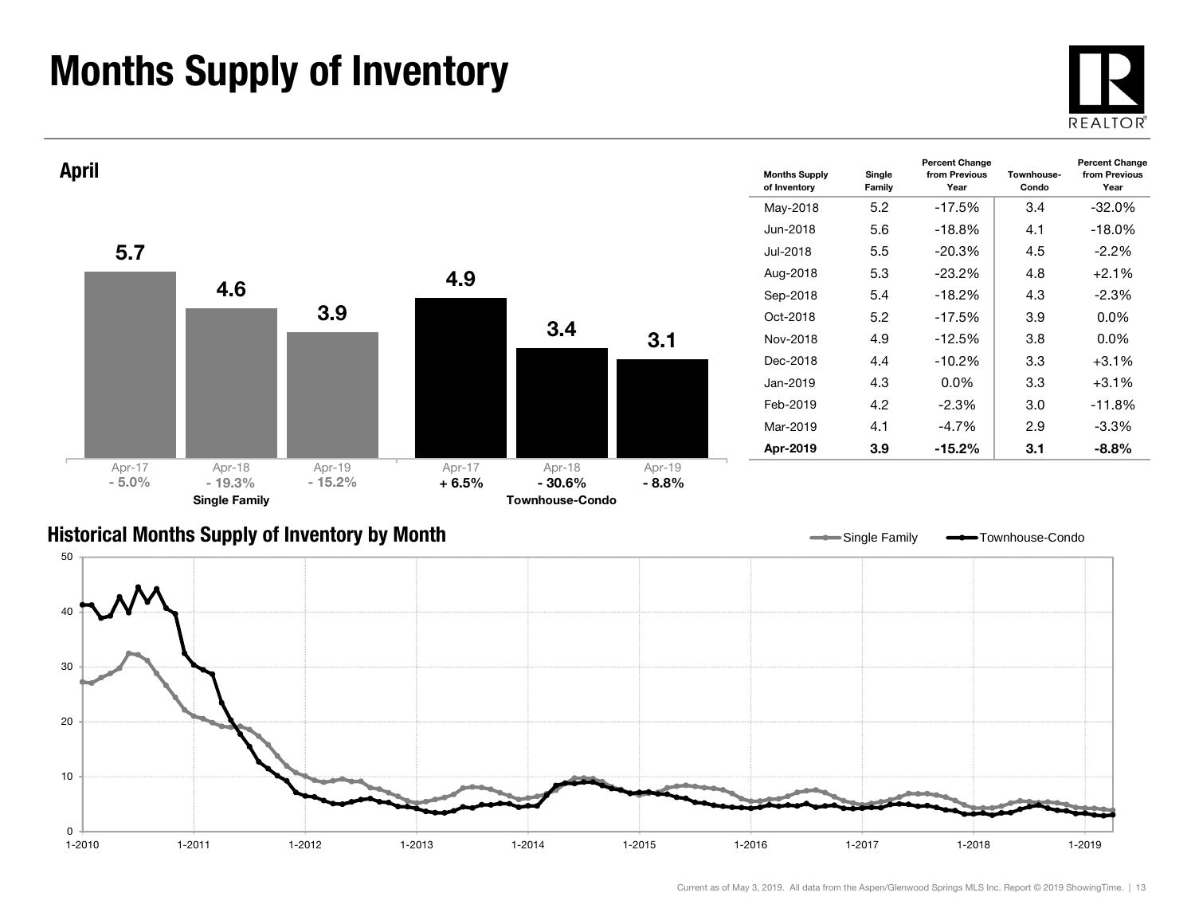# Months Supply of Inventory

## April

| | Apr-17 | Apr-18 | Apr-19 |
|---|---|---|---|
| Single Family | 5.7 | 4.6 | 3.9 |
| | - 5.0% | - 19.3% | - 15.2% |
| Townhouse-Condo | 4.9 | 3.4 | 3.1 |
| | + 6.5% | - 30.6% | - 8.8% |

| Months Supply of Inventory | Single Family | Percent Change from Previous Year | Townhouse-Condo | Percent Change from Previous Year |
|---|---|---|---|---|
| May-2018 | 5.2 | -17.5% | 3.4 | -32.0% |
| Jun-2018 | 5.6 | -18.8% | 4.1 | -18.0% |
| Jul-2018 | 5.5 | -20.3% | 4.5 | -2.2% |
| Aug-2018 | 5.3 | -23.2% | 4.8 | +2.1% |
| Sep-2018 | 5.4 | -18.2% | 4.3 | -2.3% |
| Oct-2018 | 5.2 | -17.5% | 3.9 | 0.0% |
| Nov-2018 | 4.9 | -12.5% | 3.8 | 0.0% |
| Dec-2018 | 4.4 | -10.2% | 3.3 | +3.1% |
| Jan-2019 | 4.3 | 0.0% | 3.3 | +3.1% |
| Feb-2019 | 4.2 | -2.3% | 3.0 | -11.8% |
| Mar-2019 | 4.1 | -4.7% | 2.9 | -3.3% |
| **Apr-2019** | **3.9** | **-15.2%** | **3.1** | **-8.8%** |

## Historical Months Supply of Inventory by Month

Current as of May 3, 2019. All data from the Aspen/Glenwood Springs MLS Inc. Report © 2019 ShowingTime.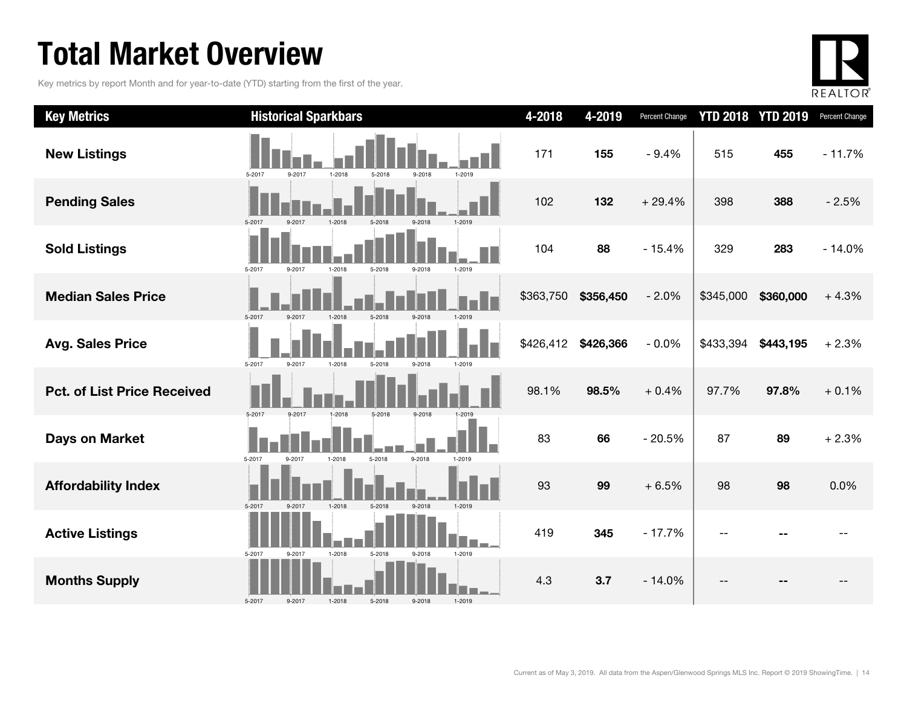# Total Market Overview

Key metrics by report Month and for year-to-date (YTD) starting from the first of the year.

| Key Metrics | Historical Sparkbars | 4-2018 | 4-2019 | Percent Change | YTD 2018 | YTD 2019 | Percent Change |
|---|---|---|---|---|---|---|---|
| New Listings | 5-2017 9-2017 1-2018 5-2018 9-2018 1-2019 | 171 | **155** | - 9.4% | 515 | **455** | - 11.7% |
| Pending Sales | 5-2017 9-2017 1-2018 5-2018 9-2018 1-2019 | 102 | **132** | + 29.4% | 398 | **388** | - 2.5% |
| Sold Listings | 5-2017 9-2017 1-2018 5-2018 9-2018 1-2019 | 104 | **88** | - 15.4% | 329 | **283** | - 14.0% |
| Median Sales Price | 5-2017 9-2017 1-2018 5-2018 9-2018 1-2019 | $363,750 | **$356,450** | - 2.0% | $345,000 | **$360,000** | + 4.3% |
| Avg. Sales Price | 5-2017 9-2017 1-2018 5-2018 9-2018 1-2019 | $426,412 | **$426,366** | - 0.0% | $433,394 | **$443,195** | + 2.3% |
| Pct. of List Price Received | 5-2017 9-2017 1-2018 5-2018 9-2018 1-2019 | 98.1% | **98.5%** | + 0.4% | 97.7% | **97.8%** | + 0.1% |
| Days on Market | 5-2017 9-2017 1-2018 5-2018 9-2018 1-2019 | 83 | **66** | - 20.5% | 87 | **89** | + 2.3% |
| Affordability Index | 5-2017 9-2017 1-2018 5-2018 9-2018 1-2019 | 93 | **99** | + 6.5% | 98 | **98** | 0.0% |
| Active Listings | 5-2017 9-2017 1-2018 5-2018 9-2018 1-2019 | 419 | **345** | - 17.7% | -- | **--** | -- |
| Months Supply | 5-2017 9-2017 1-2018 5-2018 9-2018 1-2019 | 4.3 | **3.7** | - 14.0% | -- | **--** | -- |

Current as of May 3, 2019. All data from the Aspen/Glenwood Springs MLS Inc. Report © 2019 ShowingTime.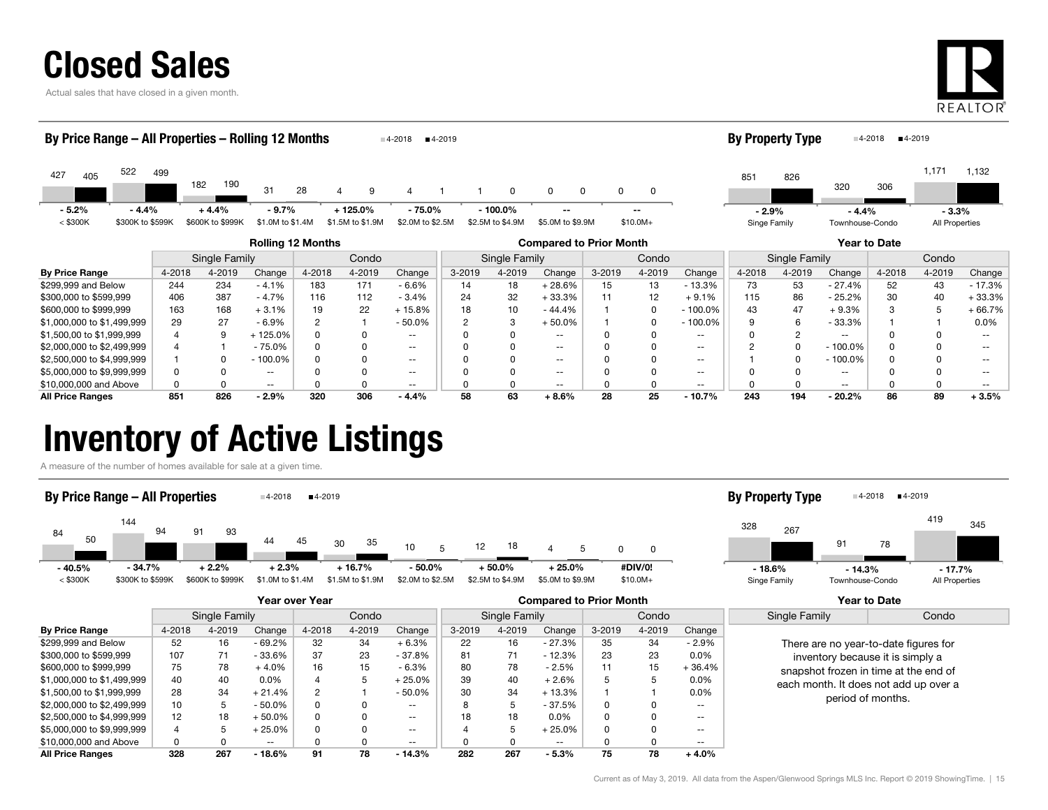# Closed Sales

Actual sales that have closed in a given month.

## By Price Range – All Properties – Rolling 12 Months

| Price Range | 4-2018 | 4-2019 | Change |
|---|---|---|---|
| < $300K | 427 | 405 | - 5.2% |
| $300K to $599K | 522 | 499 | - 4.4% |
| $600K to $999K | 182 | 190 | + 4.4% |
| $1.0M to $1.4M | 31 | 28 | - 9.7% |
| $1.5M to $1.9M | 4 | 9 | + 125.0% |
| $2.0M to $2.5M | 4 | 1 | - 75.0% |
| $2.5M to $4.9M | 1 | 0 | - 100.0% |
| $5.0M to $9.9M | 0 | 0 | -- |
| $10.0M+ | 0 | 0 | -- |

## By Property Type

| Property Type | 4-2018 | 4-2019 | Change |
|---|---|---|---|
| Singe Family | 851 | 826 | - 2.9% |
| Townhouse-Condo | 320 | 306 | - 4.4% |
| All Properties | 1,171 | 1,132 | - 3.3% |

| | Rolling 12 Months | | | | | | Compared to Prior Month | | | | | | Year to Date | | | | | |
|---|---|---|---|---|---|---|---|---|---|---|---|---|---|---|---|---|---|---|
| | Single Family | | | Condo | | | Single Family | | | Condo | | | Single Family | | | Condo | | |
| **By Price Range** | 4-2018 | 4-2019 | Change | 4-2018 | 4-2019 | Change | 3-2019 | 4-2019 | Change | 3-2019 | 4-2019 | Change | 4-2018 | 4-2019 | Change | 4-2018 | 4-2019 | Change |
| $299,999 and Below | 244 | 234 | - 4.1% | 183 | 171 | - 6.6% | 14 | 18 | + 28.6% | 15 | 13 | - 13.3% | 73 | 53 | - 27.4% | 52 | 43 | - 17.3% |
| $300,000 to $599,999 | 406 | 387 | - 4.7% | 116 | 112 | - 3.4% | 24 | 32 | + 33.3% | 11 | 12 | + 9.1% | 115 | 86 | - 25.2% | 30 | 40 | + 33.3% |
| $600,000 to $999,999 | 163 | 168 | + 3.1% | 19 | 22 | + 15.8% | 18 | 10 | - 44.4% | 1 | 0 | - 100.0% | 43 | 47 | + 9.3% | 3 | 5 | + 66.7% |
| $1,000,000 to $1,499,999 | 29 | 27 | - 6.9% | 2 | 1 | - 50.0% | 2 | 3 | + 50.0% | 1 | 0 | - 100.0% | 9 | 6 | - 33.3% | 1 | 1 | 0.0% |
| $1,500,00 to $1,999,999 | 4 | 9 | + 125.0% | 0 | 0 | -- | 0 | 0 | -- | 0 | 0 | -- | 0 | 2 | -- | 0 | 0 | -- |
| $2,000,000 to $2,499,999 | 4 | 1 | - 75.0% | 0 | 0 | -- | 0 | 0 | -- | 0 | 0 | -- | 2 | 0 | - 100.0% | 0 | 0 | -- |
| $2,500,000 to $4,999,999 | 1 | 0 | - 100.0% | 0 | 0 | -- | 0 | 0 | -- | 0 | 0 | -- | 1 | 0 | - 100.0% | 0 | 0 | -- |
| $5,000,000 to $9,999,999 | 0 | 0 | -- | 0 | 0 | -- | 0 | 0 | -- | 0 | 0 | -- | 0 | 0 | -- | 0 | 0 | -- |
| $10,000,000 and Above | 0 | 0 | -- | 0 | 0 | -- | 0 | 0 | -- | 0 | 0 | -- | 0 | 0 | -- | 0 | 0 | -- |
| **All Price Ranges** | **851** | **826** | **- 2.9%** | **320** | **306** | **- 4.4%** | **58** | **63** | **+ 8.6%** | **28** | **25** | **- 10.7%** | **243** | **194** | **- 20.2%** | **86** | **89** | **+ 3.5%** |

# Inventory of Active Listings

A measure of the number of homes available for sale at a given time.

## By Price Range – All Properties

| Price Range | 4-2018 | 4-2019 | Change |
|---|---|---|---|
| < $300K | 84 | 50 | - 40.5% |
| $300K to $599K | 144 | 94 | - 34.7% |
| $600K to $999K | 91 | 93 | + 2.2% |
| $1.0M to $1.4M | 44 | 45 | + 2.3% |
| $1.5M to $1.9M | 30 | 35 | + 16.7% |
| $2.0M to $2.5M | 10 | 5 | - 50.0% |
| $2.5M to $4.9M | 12 | 18 | + 50.0% |
| $5.0M to $9.9M | 4 | 5 | + 25.0% |
| $10.0M+ | 0 | 0 | #DIV/0! |

## By Property Type

| Property Type | 4-2018 | 4-2019 | Change |
|---|---|---|---|
| Singe Family | 328 | 267 | - 18.6% |
| Townhouse-Condo | 91 | 78 | - 14.3% |
| All Properties | 419 | 345 | - 17.7% |

| | Year over Year | | | | | | Compared to Prior Month | | | | | |
|---|---|---|---|---|---|---|---|---|---|---|---|---|
| | Single Family | | | Condo | | | Single Family | | | Condo | | |
| **By Price Range** | 4-2018 | 4-2019 | Change | 4-2018 | 4-2019 | Change | 3-2019 | 4-2019 | Change | 3-2019 | 4-2019 | Change |
| $299,999 and Below | 52 | 16 | - 69.2% | 32 | 34 | + 6.3% | 22 | 16 | - 27.3% | 35 | 34 | - 2.9% |
| $300,000 to $599,999 | 107 | 71 | - 33.6% | 37 | 23 | - 37.8% | 81 | 71 | - 12.3% | 23 | 23 | 0.0% |
| $600,000 to $999,999 | 75 | 78 | + 4.0% | 16 | 15 | - 6.3% | 80 | 78 | - 2.5% | 11 | 15 | + 36.4% |
| $1,000,000 to $1,499,999 | 40 | 40 | 0.0% | 4 | 5 | + 25.0% | 39 | 40 | + 2.6% | 5 | 5 | 0.0% |
| $1,500,00 to $1,999,999 | 28 | 34 | + 21.4% | 2 | 1 | - 50.0% | 30 | 34 | + 13.3% | 1 | 1 | 0.0% |
| $2,000,000 to $2,499,999 | 10 | 5 | - 50.0% | 0 | 0 | -- | 8 | 5 | - 37.5% | 0 | 0 | -- |
| $2,500,000 to $4,999,999 | 12 | 18 | + 50.0% | 0 | 0 | -- | 18 | 18 | 0.0% | 0 | 0 | -- |
| $5,000,000 to $9,999,999 | 4 | 5 | + 25.0% | 0 | 0 | -- | 4 | 5 | + 25.0% | 0 | 0 | -- |
| $10,000,000 and Above | 0 | 0 | -- | 0 | 0 | -- | 0 | 0 | -- | 0 | 0 | -- |
| **All Price Ranges** | **328** | **267** | **- 18.6%** | **91** | **78** | **- 14.3%** | **282** | **267** | **- 5.3%** | **75** | **78** | **+ 4.0%** |

### Year to Date

| Single Family | Condo |
|---|---|

There are no year-to-date figures for inventory because it is simply a snapshot frozen in time at the end of each month. It does not add up over a period of months.

Current as of May 3, 2019. All data from the Aspen/Glenwood Springs MLS Inc. Report © 2019 ShowingTime.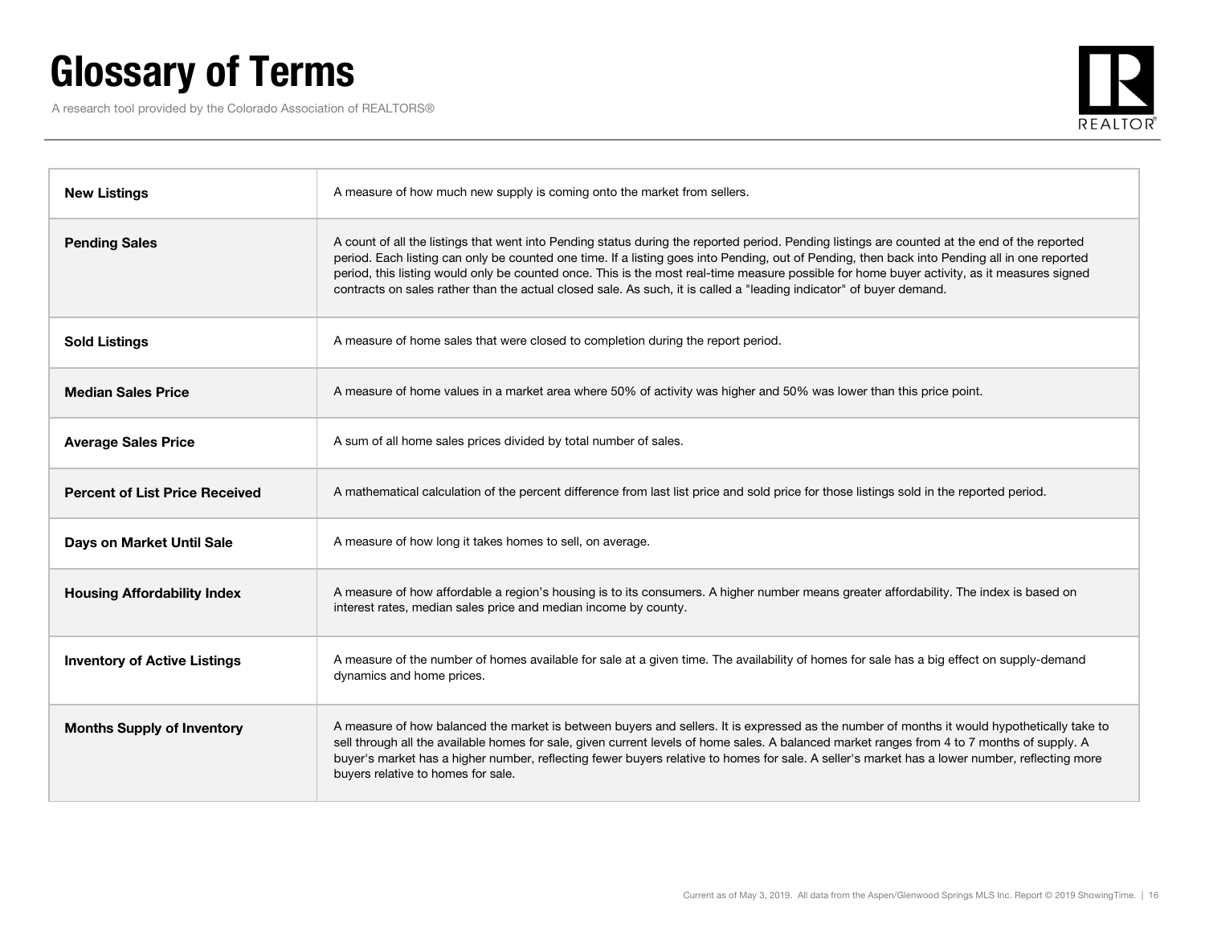# Glossary of Terms

A research tool provided by the Colorado Association of REALTORS®

| | |
|---|---|
| **New Listings** | A measure of how much new supply is coming onto the market from sellers. |
| **Pending Sales** | A count of all the listings that went into Pending status during the reported period. Pending listings are counted at the end of the reported period. Each listing can only be counted one time. If a listing goes into Pending, out of Pending, then back into Pending all in one reported period, this listing would only be counted once. This is the most real-time measure possible for home buyer activity, as it measures signed contracts on sales rather than the actual closed sale. As such, it is called a "leading indicator" of buyer demand. |
| **Sold Listings** | A measure of home sales that were closed to completion during the report period. |
| **Median Sales Price** | A measure of home values in a market area where 50% of activity was higher and 50% was lower than this price point. |
| **Average Sales Price** | A sum of all home sales prices divided by total number of sales. |
| **Percent of List Price Received** | A mathematical calculation of the percent difference from last list price and sold price for those listings sold in the reported period. |
| **Days on Market Until Sale** | A measure of how long it takes homes to sell, on average. |
| **Housing Affordability Index** | A measure of how affordable a region's housing is to its consumers. A higher number means greater affordability. The index is based on interest rates, median sales price and median income by county. |
| **Inventory of Active Listings** | A measure of the number of homes available for sale at a given time. The availability of homes for sale has a big effect on supply-demand dynamics and home prices. |
| **Months Supply of Inventory** | A measure of how balanced the market is between buyers and sellers. It is expressed as the number of months it would hypothetically take to sell through all the available homes for sale, given current levels of home sales. A balanced market ranges from 4 to 7 months of supply. A buyer's market has a higher number, reflecting fewer buyers relative to homes for sale. A seller's market has a lower number, reflecting more buyers relative to homes for sale. |

Current as of May 3, 2019. All data from the Aspen/Glenwood Springs MLS Inc. Report © 2019 ShowingTime.